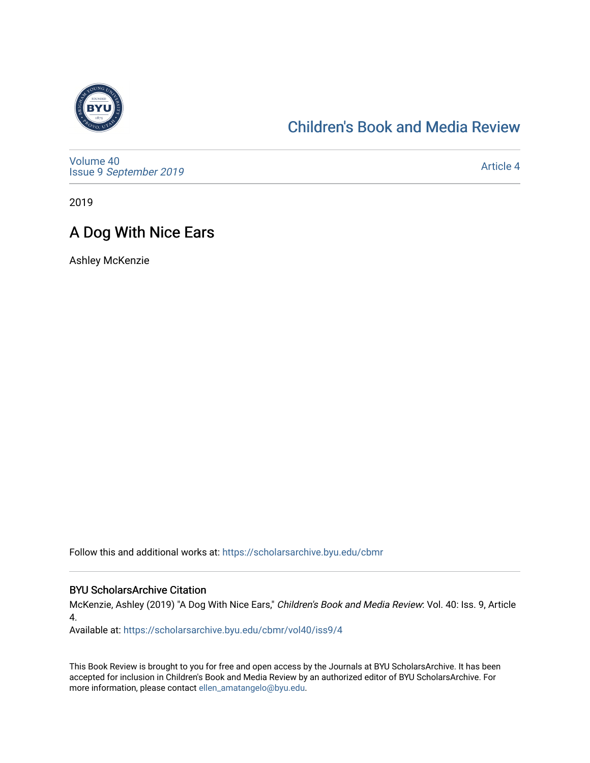# Children's Book and Media Review

Volume 40
Issue 9 *September 2019*

Article 4

2019

## A Dog With Nice Ears

Ashley McKenzie

Follow this and additional works at: https://scholarsarchive.byu.edu/cbmr

### BYU ScholarsArchive Citation

McKenzie, Ashley (2019) "A Dog With Nice Ears," *Children's Book and Media Review*: Vol. 40: Iss. 9, Article 4.

Available at: https://scholarsarchive.byu.edu/cbmr/vol40/iss9/4

This Book Review is brought to you for free and open access by the Journals at BYU ScholarsArchive. It has been accepted for inclusion in Children's Book and Media Review by an authorized editor of BYU ScholarsArchive. For more information, please contact ellen_amatangelo@byu.edu.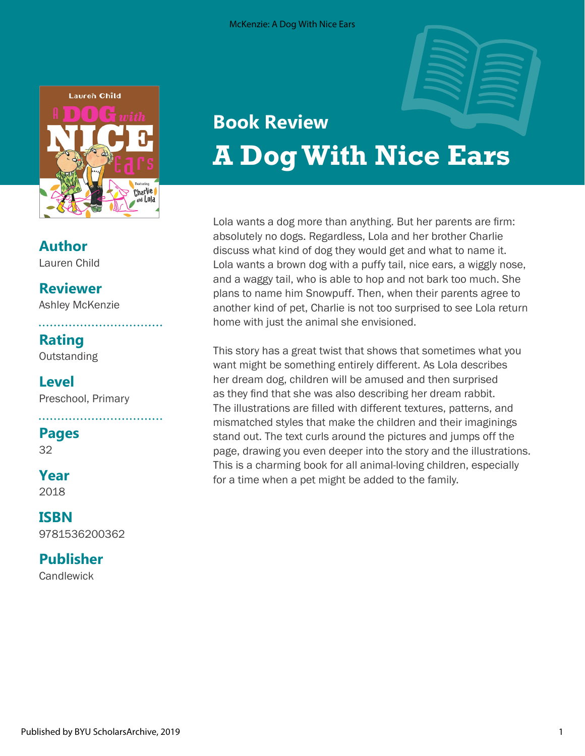## Book Review

# A Dog With Nice Ears

**Author**
Lauren Child

**Reviewer**
Ashley McKenzie

**Rating**
Outstanding

**Level**
Preschool, Primary

**Pages**
32

**Year**
2018

**ISBN**
9781536200362

**Publisher**
Candlewick

Lola wants a dog more than anything. But her parents are firm: absolutely no dogs. Regardless, Lola and her brother Charlie discuss what kind of dog they would get and what to name it. Lola wants a brown dog with a puffy tail, nice ears, a wiggly nose, and a waggy tail, who is able to hop and not bark too much. She plans to name him Snowpuff. Then, when their parents agree to another kind of pet, Charlie is not too surprised to see Lola return home with just the animal she envisioned.

This story has a great twist that shows that sometimes what you want might be something entirely different. As Lola describes her dream dog, children will be amused and then surprised as they find that she was also describing her dream rabbit. The illustrations are filled with different textures, patterns, and mismatched styles that make the children and their imaginings stand out. The text curls around the pictures and jumps off the page, drawing you even deeper into the story and the illustrations. This is a charming book for all animal-loving children, especially for a time when a pet might be added to the family.